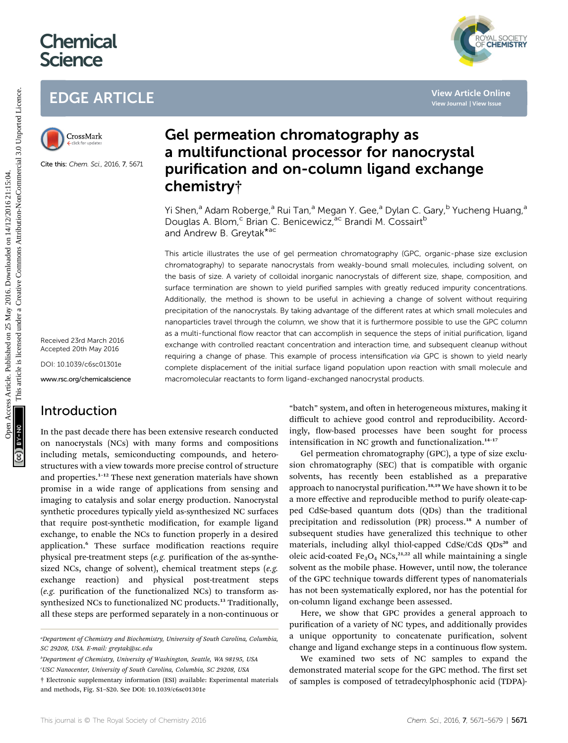# Chemical Science

## EDGE ARTICLE

Cite this: *Chem. Sci.*, 2016, 7, 5671

Received 23rd March 2016
Accepted 20th May 2016

DOI: 10.1039/c6sc01301e

www.rsc.org/chemicalscience

# Gel permeation chromatography as a multifunctional processor for nanocrystal purification and on-column ligand exchange chemistry†

Yi Shen,[a] Adam Roberge,[a] Rui Tan,[a] Megan Y. Gee,[a] Dylan C. Gary,[b] Yucheng Huang,[a] Douglas A. Blom,[c] Brian C. Benicewicz,[ac] Brandi M. Cossairt[b] and Andrew B. Greytak*[ac]

This article illustrates the use of gel permeation chromatography (GPC, organic-phase size exclusion chromatography) to separate nanocrystals from weakly-bound small molecules, including solvent, on the basis of size. A variety of colloidal inorganic nanocrystals of different size, shape, composition, and surface termination are shown to yield purified samples with greatly reduced impurity concentrations. Additionally, the method is shown to be useful in achieving a change of solvent without requiring precipitation of the nanocrystals. By taking advantage of the different rates at which small molecules and nanoparticles travel through the column, we show that it is furthermore possible to use the GPC column as a multi-functional flow reactor that can accomplish in sequence the steps of initial purification, ligand exchange with controlled reactant concentration and interaction time, and subsequent cleanup without requiring a change of phase. This example of process intensification *via* GPC is shown to yield nearly complete displacement of the initial surface ligand population upon reaction with small molecule and macromolecular reactants to form ligand-exchanged nanocrystal products.

## Introduction

In the past decade there has been extensive research conducted on nanocrystals (NCs) with many forms and compositions including metals, semiconducting compounds, and heterostructures with a view towards more precise control of structure and properties.[1–12] These next generation materials have shown promise in a wide range of applications from sensing and imaging to catalysis and solar energy production. Nanocrystal synthetic procedures typically yield as-synthesized NC surfaces that require post-synthetic modification, for example ligand exchange, to enable the NCs to function properly in a desired application.[6] These surface modification reactions require physical pre-treatment steps (*e.g.* purification of the as-synthesized NCs, change of solvent), chemical treatment steps (*e.g.* exchange reaction) and physical post-treatment steps (*e.g.* purification of the functionalized NCs) to transform as-synthesized NCs to functionalized NC products.[13] Traditionally, all these steps are performed separately in a non-continuous or "batch" system, and often in heterogeneous mixtures, making it difficult to achieve good control and reproducibility. Accordingly, flow-based processes have been sought for process intensification in NC growth and functionalization.[14–17]

Gel permeation chromatography (GPC), a type of size exclusion chromatography (SEC) that is compatible with organic solvents, has recently been established as a preparative approach to nanocrystal purification.[18,19] We have shown it to be a more effective and reproducible method to purify oleate-capped CdSe-based quantum dots (QDs) than the traditional precipitation and redissolution (PR) process.[18] A number of subsequent studies have generalized this technique to other materials, including alkyl thiol-capped CdSe/CdS QDs[20] and oleic acid-coated $Fe_3O_4$ NCs,[21,22] all while maintaining a single solvent as the mobile phase. However, until now, the tolerance of the GPC technique towards different types of nanomaterials has not been systematically explored, nor has the potential for on-column ligand exchange been assessed.

Here, we show that GPC provides a general approach to purification of a variety of NC types, and additionally provides a unique opportunity to concatenate purification, solvent change and ligand exchange steps in a continuous flow system.

We examined two sets of NC samples to expand the demonstrated material scope for the GPC method. The first set of samples is composed of tetradecylphosphonic acid (TDPA)-

[a] Department of Chemistry and Biochemistry, University of South Carolina, Columbia, SC 29208, USA. E-mail: greytak@sc.edu

[b] Department of Chemistry, University of Washington, Seattle, WA 98195, USA

[c] USC Nanocenter, University of South Carolina, Columbia, SC 29208, USA

† Electronic supplementary information (ESI) available: Experimental materials and methods, Fig. S1–S20. See DOI: 10.1039/c6sc01301e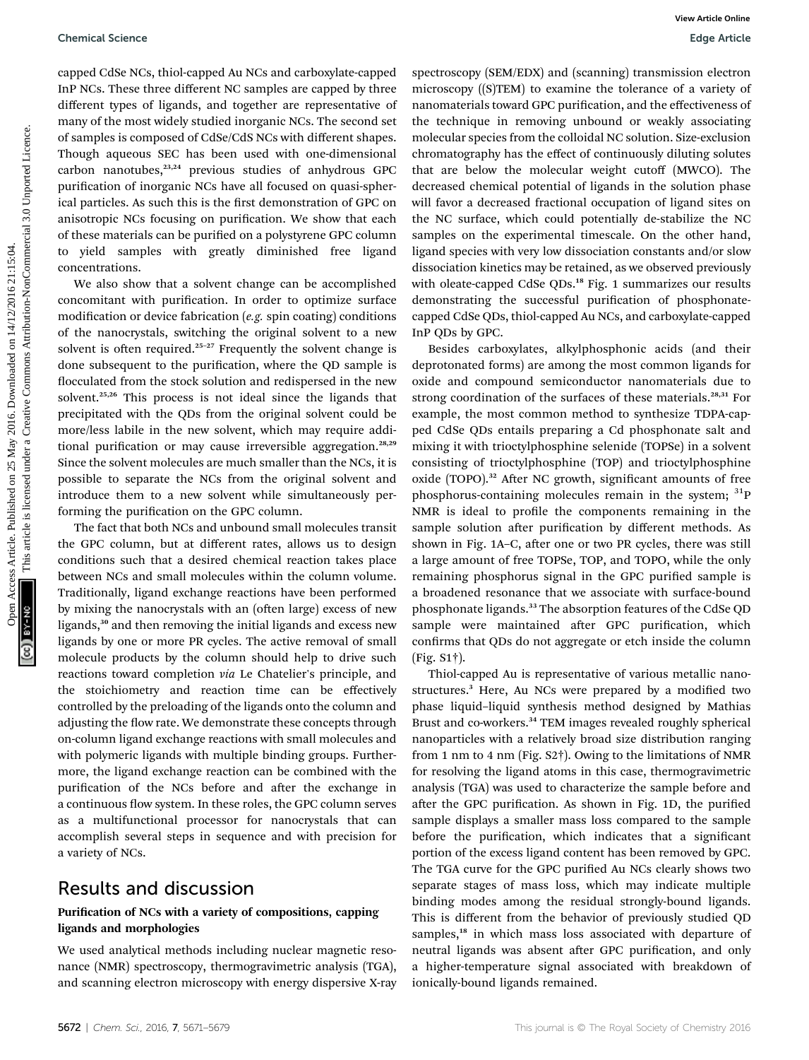capped CdSe NCs, thiol-capped Au NCs and carboxylate-capped InP NCs. These three different NC samples are capped by three different types of ligands, and together are representative of many of the most widely studied inorganic NCs. The second set of samples is composed of CdSe/CdS NCs with different shapes. Though aqueous SEC has been used with one-dimensional carbon nanotubes,[23,24] previous studies of anhydrous GPC purification of inorganic NCs have all focused on quasi-spherical particles. As such this is the first demonstration of GPC on anisotropic NCs focusing on purification. We show that each of these materials can be purified on a polystyrene GPC column to yield samples with greatly diminished free ligand concentrations.

We also show that a solvent change can be accomplished concomitant with purification. In order to optimize surface modification or device fabrication (*e.g.* spin coating) conditions of the nanocrystals, switching the original solvent to a new solvent is often required.[25–27] Frequently the solvent change is done subsequent to the purification, where the QD sample is flocculated from the stock solution and redispersed in the new solvent.[25,26] This process is not ideal since the ligands that precipitated with the QDs from the original solvent could be more/less labile in the new solvent, which may require additional purification or may cause irreversible aggregation.[28,29] Since the solvent molecules are much smaller than the NCs, it is possible to separate the NCs from the original solvent and introduce them to a new solvent while simultaneously performing the purification on the GPC column.

The fact that both NCs and unbound small molecules transit the GPC column, but at different rates, allows us to design conditions such that a desired chemical reaction takes place between NCs and small molecules within the column volume. Traditionally, ligand exchange reactions have been performed by mixing the nanocrystals with an (often large) excess of new ligands,[30] and then removing the initial ligands and excess new ligands by one or more PR cycles. The active removal of small molecule products by the column should help to drive such reactions toward completion *via* Le Chatelier's principle, and the stoichiometry and reaction time can be effectively controlled by the preloading of the ligands onto the column and adjusting the flow rate. We demonstrate these concepts through on-column ligand exchange reactions with small molecules and with polymeric ligands with multiple binding groups. Furthermore, the ligand exchange reaction can be combined with the purification of the NCs before and after the exchange in a continuous flow system. In these roles, the GPC column serves as a multifunctional processor for nanocrystals that can accomplish several steps in sequence and with precision for a variety of NCs.

## Results and discussion

### Purification of NCs with a variety of compositions, capping ligands and morphologies

We used analytical methods including nuclear magnetic resonance (NMR) spectroscopy, thermogravimetric analysis (TGA), and scanning electron microscopy with energy dispersive X-ray spectroscopy (SEM/EDX) and (scanning) transmission electron microscopy ((S)TEM) to examine the tolerance of a variety of nanomaterials toward GPC purification, and the effectiveness of the technique in removing unbound or weakly associating molecular species from the colloidal NC solution. Size-exclusion chromatography has the effect of continuously diluting solutes that are below the molecular weight cutoff (MWCO). The decreased chemical potential of ligands in the solution phase will favor a decreased fractional occupation of ligand sites on the NC surface, which could potentially de-stabilize the NC samples on the experimental timescale. On the other hand, ligand species with very low dissociation constants and/or slow dissociation kinetics may be retained, as we observed previously with oleate-capped CdSe QDs.[18] Fig. 1 summarizes our results demonstrating the successful purification of phosphonate-capped CdSe QDs, thiol-capped Au NCs, and carboxylate-capped InP QDs by GPC.

Besides carboxylates, alkylphosphonic acids (and their deprotonated forms) are among the most common ligands for oxide and compound semiconductor nanomaterials due to strong coordination of the surfaces of these materials.[28,31] For example, the most common method to synthesize TDPA-capped CdSe QDs entails preparing a Cd phosphonate salt and mixing it with trioctylphosphine selenide (TOPSe) in a solvent consisting of trioctylphosphine (TOP) and trioctylphosphine oxide (TOPO).[32] After NC growth, significant amounts of free phosphorus-containing molecules remain in the system; $^{31}$P NMR is ideal to profile the components remaining in the sample solution after purification by different methods. As shown in Fig. 1A–C, after one or two PR cycles, there was still a large amount of free TOPSe, TOP, and TOPO, while the only remaining phosphorus signal in the GPC purified sample is a broadened resonance that we associate with surface-bound phosphonate ligands.[33] The absorption features of the CdSe QD sample were maintained after GPC purification, which confirms that QDs do not aggregate or etch inside the column (Fig. S1†).

Thiol-capped Au is representative of various metallic nanostructures.[3] Here, Au NCs were prepared by a modified two phase liquid–liquid synthesis method designed by Mathias Brust and co-workers.[34] TEM images revealed roughly spherical nanoparticles with a relatively broad size distribution ranging from 1 nm to 4 nm (Fig. S2†). Owing to the limitations of NMR for resolving the ligand atoms in this case, thermogravimetric analysis (TGA) was used to characterize the sample before and after the GPC purification. As shown in Fig. 1D, the purified sample displays a smaller mass loss compared to the sample before the purification, which indicates that a significant portion of the excess ligand content has been removed by GPC. The TGA curve for the GPC purified Au NCs clearly shows two separate stages of mass loss, which may indicate multiple binding modes among the residual strongly-bound ligands. This is different from the behavior of previously studied QD samples,[18] in which mass loss associated with departure of neutral ligands was absent after GPC purification, and only a higher-temperature signal associated with breakdown of ionically-bound ligands remained.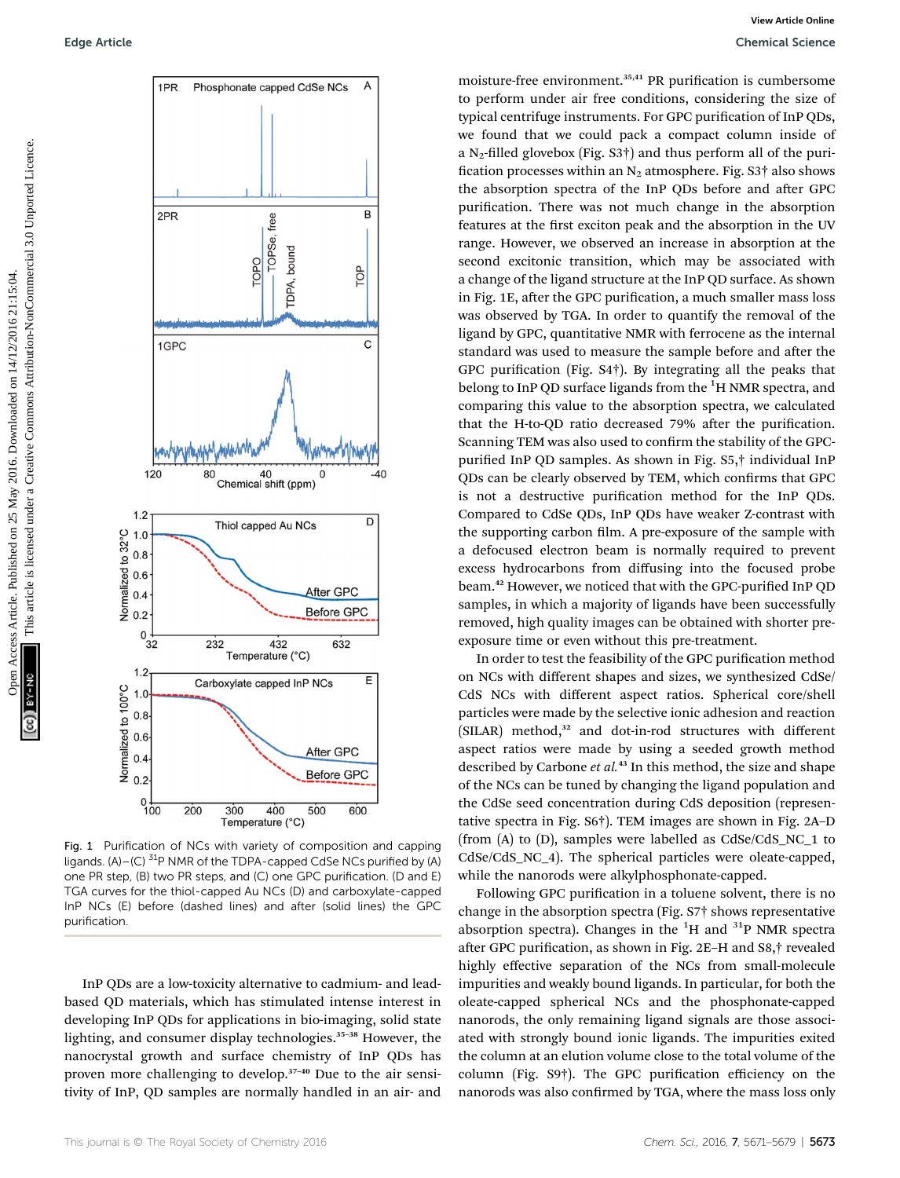Fig. 1 Purification of NCs with variety of composition and capping ligands. (A)–(C) $^{31}P$ NMR of the TDPA-capped CdSe NCs purified by (A) one PR step, (B) two PR steps, and (C) one GPC purification. (D and E) TGA curves for the thiol-capped Au NCs (D) and carboxylate-capped InP NCs (E) before (dashed lines) and after (solid lines) the GPC purification.

InP QDs are a low-toxicity alternative to cadmium- and lead-based QD materials, which has stimulated intense interest in developing InP QDs for applications in bio-imaging, solid state lighting, and consumer display technologies.[35–38] However, the nanocrystal growth and surface chemistry of InP QDs has proven more challenging to develop.[37–40] Due to the air sensitivity of InP, QD samples are normally handled in an air- and moisture-free environment.[35,41] PR purification is cumbersome to perform under air free conditions, considering the size of typical centrifuge instruments. For GPC purification of InP QDs, we found that we could pack a compact column inside of a $N_2$-filled glovebox (Fig. S3†) and thus perform all of the purification processes within an $N_2$ atmosphere. Fig. S3† also shows the absorption spectra of the InP QDs before and after GPC purification. There was not much change in the absorption features at the first exciton peak and the absorption in the UV range. However, we observed an increase in absorption at the second excitonic transition, which may be associated with a change of the ligand structure at the InP QD surface. As shown in Fig. 1E, after the GPC purification, a much smaller mass loss was observed by TGA. In order to quantify the removal of the ligand by GPC, quantitative NMR with ferrocene as the internal standard was used to measure the sample before and after the GPC purification (Fig. S4†). By integrating all the peaks that belong to InP QD surface ligands from the $^{1}H$ NMR spectra, and comparing this value to the absorption spectra, we calculated that the H-to-QD ratio decreased 79% after the purification. Scanning TEM was also used to confirm the stability of the GPC-purified InP QD samples. As shown in Fig. S5,† individual InP QDs can be clearly observed by TEM, which confirms that GPC is not a destructive purification method for the InP QDs. Compared to CdSe QDs, InP QDs have weaker Z-contrast with the supporting carbon film. A pre-exposure of the sample with a defocused electron beam is normally required to prevent excess hydrocarbons from diffusing into the focused probe beam.[42] However, we noticed that with the GPC-purified InP QD samples, in which a majority of ligands have been successfully removed, high quality images can be obtained with shorter pre-exposure time or even without this pre-treatment.

In order to test the feasibility of the GPC purification method on NCs with different shapes and sizes, we synthesized CdSe/CdS NCs with different aspect ratios. Spherical core/shell particles were made by the selective ionic adhesion and reaction (SILAR) method,[32] and dot-in-rod structures with different aspect ratios were made by using a seeded growth method described by Carbone *et al.*[43] In this method, the size and shape of the NCs can be tuned by changing the ligand population and the CdSe seed concentration during CdS deposition (representative spectra in Fig. S6†). TEM images are shown in Fig. 2A–D (from (A) to (D), samples were labelled as CdSe/CdS_NC_1 to CdSe/CdS_NC_4). The spherical particles were oleate-capped, while the nanorods were alkylphosphonate-capped.

Following GPC purification in a toluene solvent, there is no change in the absorption spectra (Fig. S7† shows representative absorption spectra). Changes in the $^{1}H$ and $^{31}P$ NMR spectra after GPC purification, as shown in Fig. 2E–H and S8,† revealed highly effective separation of the NCs from small-molecule impurities and weakly bound ligands. In particular, for both the oleate-capped spherical NCs and the phosphonate-capped nanorods, the only remaining ligand signals are those associated with strongly bound ionic ligands. The impurities exited the column at an elution volume close to the total volume of the column (Fig. S9†). The GPC purification efficiency on the nanorods was also confirmed by TGA, where the mass loss only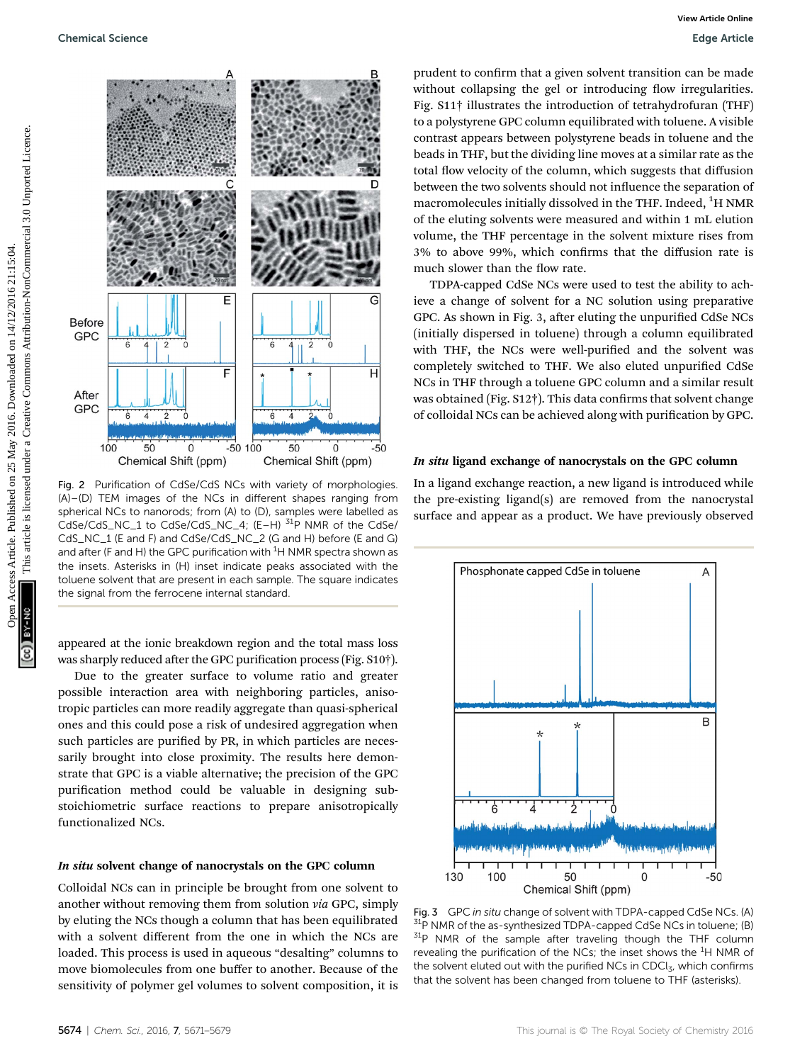Fig. 2 Purification of CdSe/CdS NCs with variety of morphologies. (A)–(D) TEM images of the NCs in different shapes ranging from spherical NCs to nanorods; from (A) to (D), samples were labelled as CdSe/CdS_NC_1 to CdSe/CdS_NC_4; (E–H) $^{31}$P NMR of the CdSe/CdS_NC_1 (E and F) and CdSe/CdS_NC_2 (G and H) before (E and G) and after (F and H) the GPC purification with $^{1}$H NMR spectra shown as the insets. Asterisks in (H) inset indicate peaks associated with the toluene solvent that are present in each sample. The square indicates the signal from the ferrocene internal standard.

appeared at the ionic breakdown region and the total mass loss was sharply reduced after the GPC purification process (Fig. S10†).

Due to the greater surface to volume ratio and greater possible interaction area with neighboring particles, anisotropic particles can more readily aggregate than quasi-spherical ones and this could pose a risk of undesired aggregation when such particles are purified by PR, in which particles are necessarily brought into close proximity. The results here demonstrate that GPC is a viable alternative; the precision of the GPC purification method could be valuable in designing sub-stoichiometric surface reactions to prepare anisotropically functionalized NCs.

### *In situ* solvent change of nanocrystals on the GPC column

Colloidal NCs can in principle be brought from one solvent to another without removing them from solution *via* GPC, simply by eluting the NCs though a column that has been equilibrated with a solvent different from the one in which the NCs are loaded. This process is used in aqueous "desalting" columns to move biomolecules from one buffer to another. Because of the sensitivity of polymer gel volumes to solvent composition, it is prudent to confirm that a given solvent transition can be made without collapsing the gel or introducing flow irregularities. Fig. S11† illustrates the introduction of tetrahydrofuran (THF) to a polystyrene GPC column equilibrated with toluene. A visible contrast appears between polystyrene beads in toluene and the beads in THF, but the dividing line moves at a similar rate as the total flow velocity of the column, which suggests that diffusion between the two solvents should not influence the separation of macromolecules initially dissolved in the THF. Indeed, $^{1}$H NMR of the eluting solvents were measured and within 1 mL elution volume, the THF percentage in the solvent mixture rises from 3% to above 99%, which confirms that the diffusion rate is much slower than the flow rate.

TDPA-capped CdSe NCs were used to test the ability to achieve a change of solvent for a NC solution using preparative GPC. As shown in Fig. 3, after eluting the unpurified CdSe NCs (initially dispersed in toluene) through a column equilibrated with THF, the NCs were well-purified and the solvent was completely switched to THF. We also eluted unpurified CdSe NCs in THF through a toluene GPC column and a similar result was obtained (Fig. S12†). This data confirms that solvent change of colloidal NCs can be achieved along with purification by GPC.

### *In situ* ligand exchange of nanocrystals on the GPC column

In a ligand exchange reaction, a new ligand is introduced while the pre-existing ligand(s) are removed from the nanocrystal surface and appear as a product. We have previously observed

Fig. 3 GPC *in situ* change of solvent with TDPA-capped CdSe NCs. (A) $^{31}$P NMR of the as-synthesized TDPA-capped CdSe NCs in toluene; (B) $^{31}$P NMR of the sample after traveling though the THF column revealing the purification of the NCs; the inset shows the $^{1}$H NMR of the solvent eluted out with the purified NCs in $CDCl_3$, which confirms that the solvent has been changed from toluene to THF (asterisks).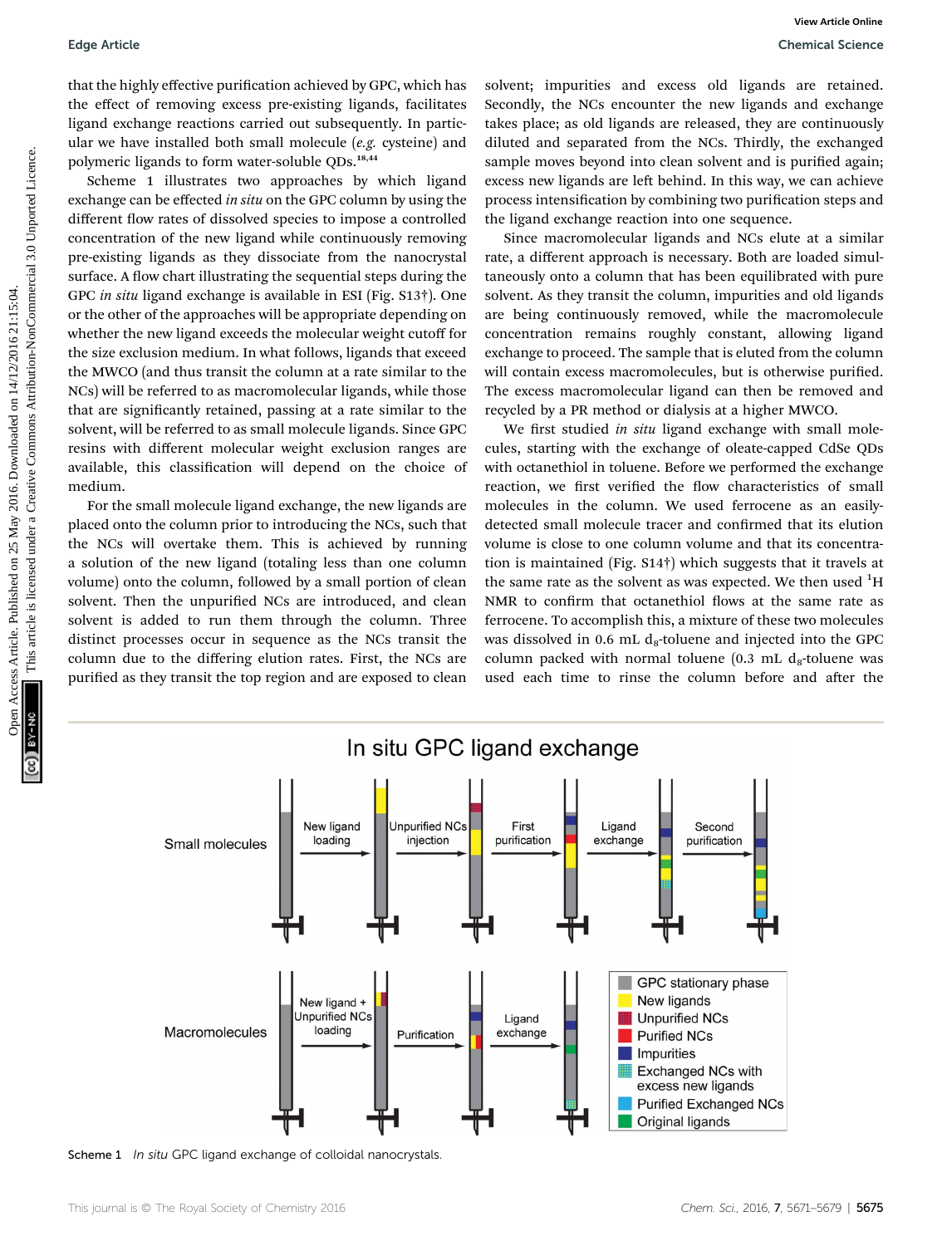that the highly effective purification achieved by GPC, which has the effect of removing excess pre-existing ligands, facilitates ligand exchange reactions carried out subsequently. In particular we have installed both small molecule (*e.g.* cysteine) and polymeric ligands to form water-soluble QDs.[18,44]

Scheme 1 illustrates two approaches by which ligand exchange can be effected *in situ* on the GPC column by using the different flow rates of dissolved species to impose a controlled concentration of the new ligand while continuously removing pre-existing ligands as they dissociate from the nanocrystal surface. A flow chart illustrating the sequential steps during the GPC *in situ* ligand exchange is available in ESI (Fig. S13†). One or the other of the approaches will be appropriate depending on whether the new ligand exceeds the molecular weight cutoff for the size exclusion medium. In what follows, ligands that exceed the MWCO (and thus transit the column at a rate similar to the NCs) will be referred to as macromolecular ligands, while those that are significantly retained, passing at a rate similar to the solvent, will be referred to as small molecule ligands. Since GPC resins with different molecular weight exclusion ranges are available, this classification will depend on the choice of medium.

For the small molecule ligand exchange, the new ligands are placed onto the column prior to introducing the NCs, such that the NCs will overtake them. This is achieved by running a solution of the new ligand (totaling less than one column volume) onto the column, followed by a small portion of clean solvent. Then the unpurified NCs are introduced, and clean solvent is added to run them through the column. Three distinct processes occur in sequence as the NCs transit the column due to the differing elution rates. First, the NCs are purified as they transit the top region and are exposed to clean solvent; impurities and excess old ligands are retained. Secondly, the NCs encounter the new ligands and exchange takes place; as old ligands are released, they are continuously diluted and separated from the NCs. Thirdly, the exchanged sample moves beyond into clean solvent and is purified again; excess new ligands are left behind. In this way, we can achieve process intensification by combining two purification steps and the ligand exchange reaction into one sequence.

Since macromolecular ligands and NCs elute at a similar rate, a different approach is necessary. Both are loaded simultaneously onto a column that has been equilibrated with pure solvent. As they transit the column, impurities and old ligands are being continuously removed, while the macromolecule concentration remains roughly constant, allowing ligand exchange to proceed. The sample that is eluted from the column will contain excess macromolecules, but is otherwise purified. The excess macromolecular ligand can then be removed and recycled by a PR method or dialysis at a higher MWCO.

We first studied *in situ* ligand exchange with small molecules, starting with the exchange of oleate-capped CdSe QDs with octanethiol in toluene. Before we performed the exchange reaction, we first verified the flow characteristics of small molecules in the column. We used ferrocene as an easily-detected small molecule tracer and confirmed that its elution volume is close to one column volume and that its concentration is maintained (Fig. S14†) which suggests that it travels at the same rate as the solvent as was expected. We then used $^{1}$H NMR to confirm that octanethiol flows at the same rate as ferrocene. To accomplish this, a mixture of these two molecules was dissolved in 0.6 mL $d_8$-toluene and injected into the GPC column packed with normal toluene (0.3 mL $d_8$-toluene was used each time to rinse the column before and after the

Scheme 1 *In situ* GPC ligand exchange of colloidal nanocrystals.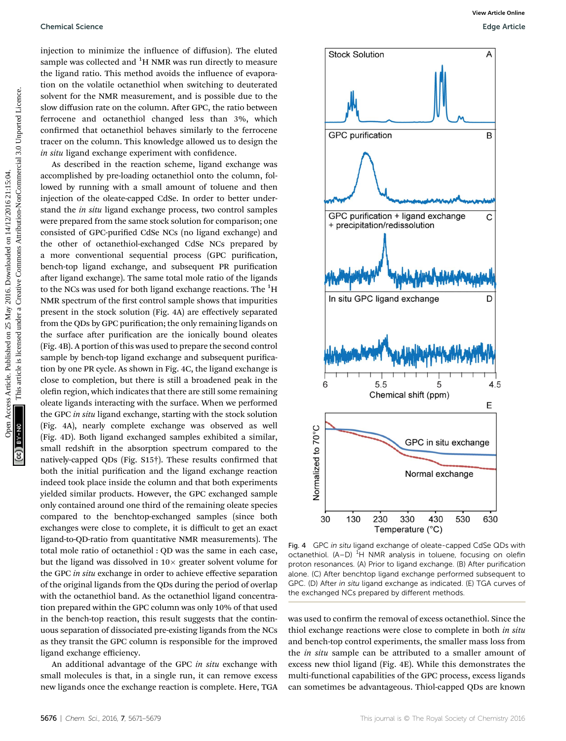injection to minimize the influence of diffusion). The eluted sample was collected and $^1$H NMR was run directly to measure the ligand ratio. This method avoids the influence of evaporation on the volatile octanethiol when switching to deuterated solvent for the NMR measurement, and is possible due to the slow diffusion rate on the column. After GPC, the ratio between ferrocene and octanethiol changed less than 3%, which confirmed that octanethiol behaves similarly to the ferrocene tracer on the column. This knowledge allowed us to design the *in situ* ligand exchange experiment with confidence.

As described in the reaction scheme, ligand exchange was accomplished by pre-loading octanethiol onto the column, followed by running with a small amount of toluene and then injection of the oleate-capped CdSe. In order to better understand the *in situ* ligand exchange process, two control samples were prepared from the same stock solution for comparison; one consisted of GPC-purified CdSe NCs (no ligand exchange) and the other of octanethiol-exchanged CdSe NCs prepared by a more conventional sequential process (GPC purification, bench-top ligand exchange, and subsequent PR purification after ligand exchange). The same total mole ratio of the ligands to the NCs was used for both ligand exchange reactions. The $^1$H NMR spectrum of the first control sample shows that impurities present in the stock solution (Fig. 4A) are effectively separated from the QDs by GPC purification; the only remaining ligands on the surface after purification are the ionically bound oleates (Fig. 4B). A portion of this was used to prepare the second control sample by bench-top ligand exchange and subsequent purification by one PR cycle. As shown in Fig. 4C, the ligand exchange is close to completion, but there is still a broadened peak in the olefin region, which indicates that there are still some remaining oleate ligands interacting with the surface. When we performed the GPC *in situ* ligand exchange, starting with the stock solution (Fig. 4A), nearly complete exchange was observed as well (Fig. 4D). Both ligand exchanged samples exhibited a similar, small redshift in the absorption spectrum compared to the natively-capped QDs (Fig. S15†). These results confirmed that both the initial purification and the ligand exchange reaction indeed took place inside the column and that both experiments yielded similar products. However, the GPC exchanged sample only contained around one third of the remaining oleate species compared to the benchtop-exchanged samples (since both exchanges were close to complete, it is difficult to get an exact ligand-to-QD-ratio from quantitative NMR measurements). The total mole ratio of octanethiol : QD was the same in each case, but the ligand was dissolved in 10× greater solvent volume for the GPC *in situ* exchange in order to achieve effective separation of the original ligands from the QDs during the period of overlap with the octanethiol band. As the octanethiol ligand concentration prepared within the GPC column was only 10% of that used in the bench-top reaction, this result suggests that the continuous separation of dissociated pre-existing ligands from the NCs as they transit the GPC column is responsible for the improved ligand exchange efficiency.

An additional advantage of the GPC *in situ* exchange with small molecules is that, in a single run, it can remove excess new ligands once the exchange reaction is complete. Here, TGA was used to confirm the removal of excess octanethiol. Since the thiol exchange reactions were close to complete in both *in situ* and bench-top control experiments, the smaller mass loss from the *in situ* sample can be attributed to a smaller amount of excess new thiol ligand (Fig. 4E). While this demonstrates the multi-functional capabilities of the GPC process, excess ligands can sometimes be advantageous. Thiol-capped QDs are known

Fig. 4 GPC *in situ* ligand exchange of oleate-capped CdSe QDs with octanethiol. (A–D) $^1$H NMR analysis in toluene, focusing on olefin proton resonances. (A) Prior to ligand exchange. (B) After purification alone. (C) After benchtop ligand exchange performed subsequent to GPC. (D) After *in situ* ligand exchange as indicated. (E) TGA curves of the exchanged NCs prepared by different methods.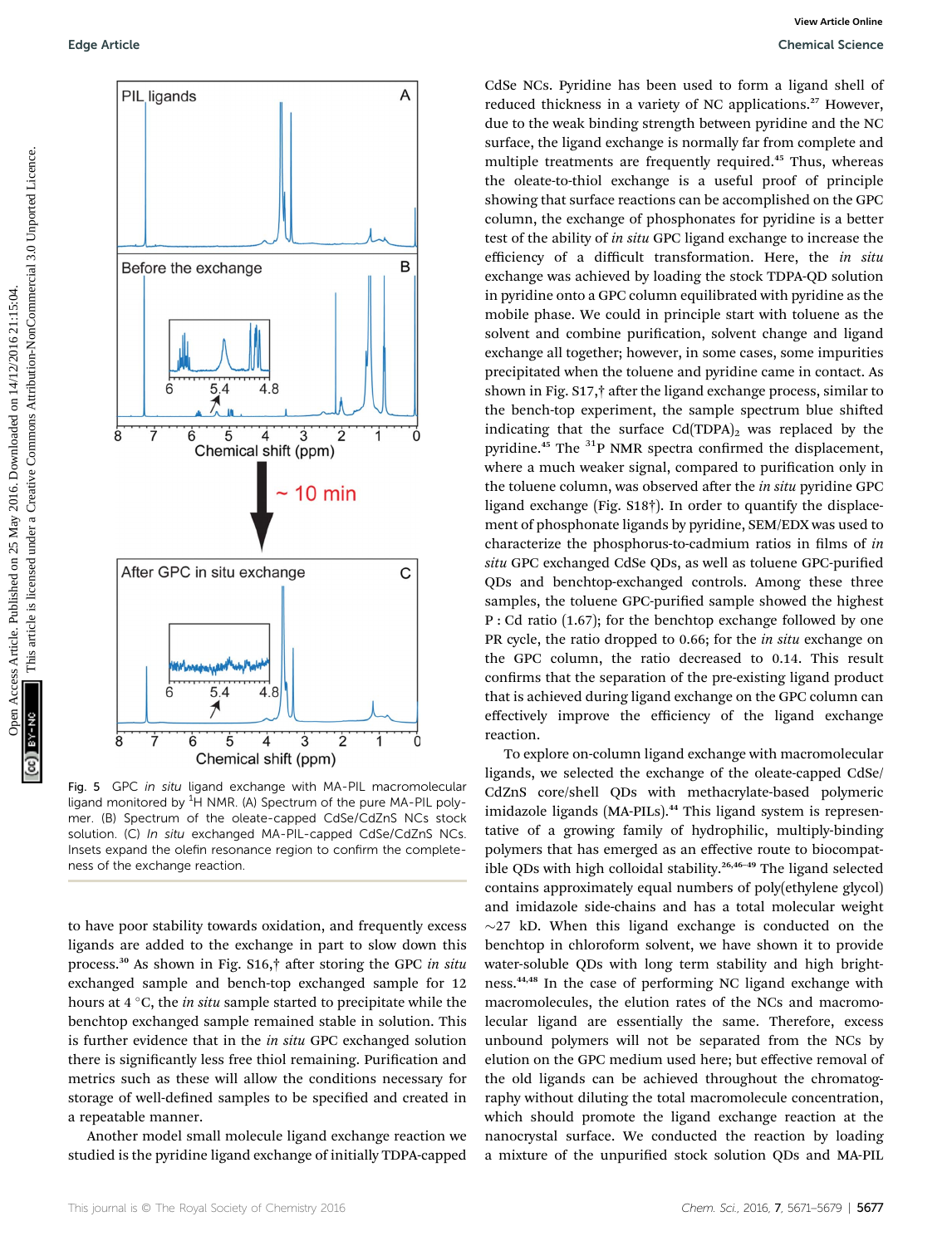Fig. 5 GPC *in situ* ligand exchange with MA-PIL macromolecular ligand monitored by $^{1}$H NMR. (A) Spectrum of the pure MA-PIL polymer. (B) Spectrum of the oleate-capped CdSe/CdZnS NCs stock solution. (C) *In situ* exchanged MA-PIL-capped CdSe/CdZnS NCs. Insets expand the olefin resonance region to confirm the completeness of the exchange reaction.

to have poor stability towards oxidation, and frequently excess ligands are added to the exchange in part to slow down this process.[30] As shown in Fig. S16,† after storing the GPC *in situ* exchanged sample and bench-top exchanged sample for 12 hours at 4 °C, the *in situ* sample started to precipitate while the benchtop exchanged sample remained stable in solution. This is further evidence that in the *in situ* GPC exchanged solution there is significantly less free thiol remaining. Purification and metrics such as these will allow the conditions necessary for storage of well-defined samples to be specified and created in a repeatable manner.

Another model small molecule ligand exchange reaction we studied is the pyridine ligand exchange of initially TDPA-capped CdSe NCs. Pyridine has been used to form a ligand shell of reduced thickness in a variety of NC applications.[27] However, due to the weak binding strength between pyridine and the NC surface, the ligand exchange is normally far from complete and multiple treatments are frequently required.[45] Thus, whereas the oleate-to-thiol exchange is a useful proof of principle showing that surface reactions can be accomplished on the GPC column, the exchange of phosphonates for pyridine is a better test of the ability of *in situ* GPC ligand exchange to increase the efficiency of a difficult transformation. Here, the *in situ* exchange was achieved by loading the stock TDPA-QD solution in pyridine onto a GPC column equilibrated with pyridine as the mobile phase. We could in principle start with toluene as the solvent and combine purification, solvent change and ligand exchange all together; however, in some cases, some impurities precipitated when the toluene and pyridine came in contact. As shown in Fig. S17,† after the ligand exchange process, similar to the bench-top experiment, the sample spectrum blue shifted indicating that the surface $Cd(TDPA)_2$ was replaced by the pyridine.[45] The $^{31}$P NMR spectra confirmed the displacement, where a much weaker signal, compared to purification only in the toluene column, was observed after the *in situ* pyridine GPC ligand exchange (Fig. S18†). In order to quantify the displacement of phosphonate ligands by pyridine, SEM/EDX was used to characterize the phosphorus-to-cadmium ratios in films of *in situ* GPC exchanged CdSe QDs, as well as toluene GPC-purified QDs and benchtop-exchanged controls. Among these three samples, the toluene GPC-purified sample showed the highest P : Cd ratio (1.67); for the benchtop exchange followed by one PR cycle, the ratio dropped to 0.66; for the *in situ* exchange on the GPC column, the ratio decreased to 0.14. This result confirms that the separation of the pre-existing ligand product that is achieved during ligand exchange on the GPC column can effectively improve the efficiency of the ligand exchange reaction.

To explore on-column ligand exchange with macromolecular ligands, we selected the exchange of the oleate-capped CdSe/CdZnS core/shell QDs with methacrylate-based polymeric imidazole ligands (MA-PILs).[44] This ligand system is representative of a growing family of hydrophilic, multiply-binding polymers that has emerged as an effective route to biocompatible QDs with high colloidal stability.[26,46–49] The ligand selected contains approximately equal numbers of poly(ethylene glycol) and imidazole side-chains and has a total molecular weight ~27 kD. When this ligand exchange is conducted on the benchtop in chloroform solvent, we have shown it to provide water-soluble QDs with long term stability and high brightness.[44,48] In the case of performing NC ligand exchange with macromolecules, the elution rates of the NCs and macromolecular ligand are essentially the same. Therefore, excess unbound polymers will not be separated from the NCs by elution on the GPC medium used here; but effective removal of the old ligands can be achieved throughout the chromatography without diluting the total macromolecule concentration, which should promote the ligand exchange reaction at the nanocrystal surface. We conducted the reaction by loading a mixture of the unpurified stock solution QDs and MA-PIL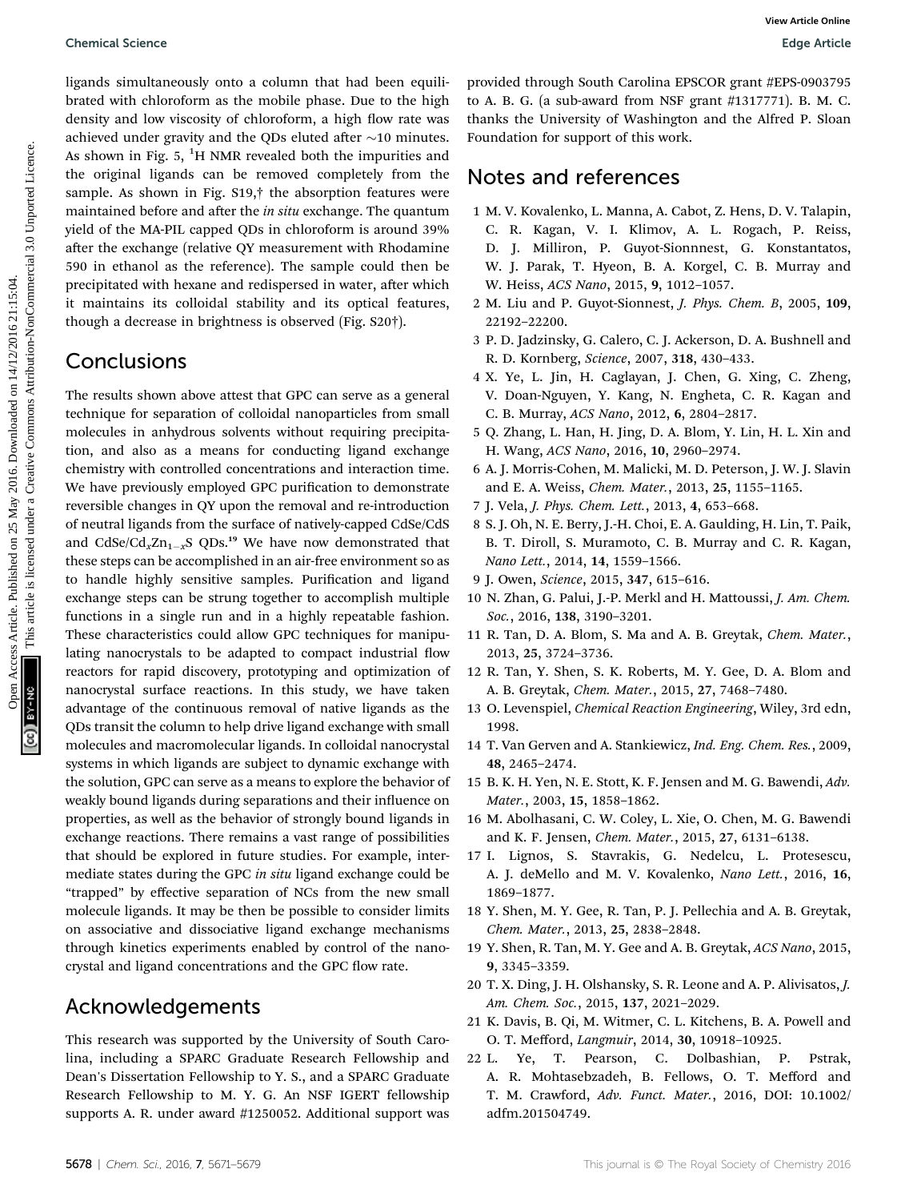ligands simultaneously onto a column that had been equilibrated with chloroform as the mobile phase. Due to the high density and low viscosity of chloroform, a high flow rate was achieved under gravity and the QDs eluted after ~10 minutes. As shown in Fig. 5, $^{1}$H NMR revealed both the impurities and the original ligands can be removed completely from the sample. As shown in Fig. S19,† the absorption features were maintained before and after the *in situ* exchange. The quantum yield of the MA-PIL capped QDs in chloroform is around 39% after the exchange (relative QY measurement with Rhodamine 590 in ethanol as the reference). The sample could then be precipitated with hexane and redispersed in water, after which it maintains its colloidal stability and its optical features, though a decrease in brightness is observed (Fig. S20†).

## Conclusions

The results shown above attest that GPC can serve as a general technique for separation of colloidal nanoparticles from small molecules in anhydrous solvents without requiring precipitation, and also as a means for conducting ligand exchange chemistry with controlled concentrations and interaction time. We have previously employed GPC purification to demonstrate reversible changes in QY upon the removal and re-introduction of neutral ligands from the surface of natively-capped CdSe/CdS and CdSe/$Cd_xZn_{1-x}S$ QDs.[19] We have now demonstrated that these steps can be accomplished in an air-free environment so as to handle highly sensitive samples. Purification and ligand exchange steps can be strung together to accomplish multiple functions in a single run and in a highly repeatable fashion. These characteristics could allow GPC techniques for manipulating nanocrystals to be adapted to compact industrial flow reactors for rapid discovery, prototyping and optimization of nanocrystal surface reactions. In this study, we have taken advantage of the continuous removal of native ligands as the QDs transit the column to help drive ligand exchange with small molecules and macromolecular ligands. In colloidal nanocrystal systems in which ligands are subject to dynamic exchange with the solution, GPC can serve as a means to explore the behavior of weakly bound ligands during separations and their influence on properties, as well as the behavior of strongly bound ligands in exchange reactions. There remains a vast range of possibilities that should be explored in future studies. For example, intermediate states during the GPC *in situ* ligand exchange could be "trapped" by effective separation of NCs from the new small molecule ligands. It may be then be possible to consider limits on associative and dissociative ligand exchange mechanisms through kinetics experiments enabled by control of the nanocrystal and ligand concentrations and the GPC flow rate.

## Acknowledgements

This research was supported by the University of South Carolina, including a SPARC Graduate Research Fellowship and Dean's Dissertation Fellowship to Y. S., and a SPARC Graduate Research Fellowship to M. Y. G. An NSF IGERT fellowship supports A. R. under award #1250052. Additional support was provided through South Carolina EPSCOR grant #EPS-0903795 to A. B. G. (a sub-award from NSF grant #1317771). B. M. C. thanks the University of Washington and the Alfred P. Sloan Foundation for support of this work.

## Notes and references

1. M. V. Kovalenko, L. Manna, A. Cabot, Z. Hens, D. V. Talapin, C. R. Kagan, V. I. Klimov, A. L. Rogach, P. Reiss, D. J. Milliron, P. Guyot-Sionnnest, G. Konstantatos, W. J. Parak, T. Hyeon, B. A. Korgel, C. B. Murray and W. Heiss, *ACS Nano*, 2015, **9**, 1012–1057.
2. M. Liu and P. Guyot-Sionnest, *J. Phys. Chem. B*, 2005, **109**, 22192–22200.
3. P. D. Jadzinsky, G. Calero, C. J. Ackerson, D. A. Bushnell and R. D. Kornberg, *Science*, 2007, **318**, 430–433.
4. X. Ye, L. Jin, H. Caglayan, J. Chen, G. Xing, C. Zheng, V. Doan-Nguyen, Y. Kang, N. Engheta, C. R. Kagan and C. B. Murray, *ACS Nano*, 2012, **6**, 2804–2817.
5. Q. Zhang, L. Han, H. Jing, D. A. Blom, Y. Lin, H. L. Xin and H. Wang, *ACS Nano*, 2016, **10**, 2960–2974.
6. A. J. Morris-Cohen, M. Malicki, M. D. Peterson, J. W. J. Slavin and E. A. Weiss, *Chem. Mater.*, 2013, **25**, 1155–1165.
7. J. Vela, *J. Phys. Chem. Lett.*, 2013, **4**, 653–668.
8. S. J. Oh, N. E. Berry, J.-H. Choi, E. A. Gaulding, H. Lin, T. Paik, B. T. Diroll, S. Muramoto, C. B. Murray and C. R. Kagan, *Nano Lett.*, 2014, **14**, 1559–1566.
9. J. Owen, *Science*, 2015, **347**, 615–616.
10. N. Zhan, G. Palui, J.-P. Merkl and H. Mattoussi, *J. Am. Chem. Soc.*, 2016, **138**, 3190–3201.
11. R. Tan, D. A. Blom, S. Ma and A. B. Greytak, *Chem. Mater.*, 2013, **25**, 3724–3736.
12. R. Tan, Y. Shen, S. K. Roberts, M. Y. Gee, D. A. Blom and A. B. Greytak, *Chem. Mater.*, 2015, **27**, 7468–7480.
13. O. Levenspiel, *Chemical Reaction Engineering*, Wiley, 3rd edn, 1998.
14. T. Van Gerven and A. Stankiewicz, *Ind. Eng. Chem. Res.*, 2009, **48**, 2465–2474.
15. B. K. H. Yen, N. E. Stott, K. F. Jensen and M. G. Bawendi, *Adv. Mater.*, 2003, **15**, 1858–1862.
16. M. Abolhasani, C. W. Coley, L. Xie, O. Chen, M. G. Bawendi and K. F. Jensen, *Chem. Mater.*, 2015, **27**, 6131–6138.
17. I. Lignos, S. Stavrakis, G. Nedelcu, L. Protesescu, A. J. deMello and M. V. Kovalenko, *Nano Lett.*, 2016, **16**, 1869–1877.
18. Y. Shen, M. Y. Gee, R. Tan, P. J. Pellechia and A. B. Greytak, *Chem. Mater.*, 2013, **25**, 2838–2848.
19. Y. Shen, R. Tan, M. Y. Gee and A. B. Greytak, *ACS Nano*, 2015, **9**, 3345–3359.
20. T. X. Ding, J. H. Olshansky, S. R. Leone and A. P. Alivisatos, *J. Am. Chem. Soc.*, 2015, **137**, 2021–2029.
21. K. Davis, B. Qi, M. Witmer, C. L. Kitchens, B. A. Powell and O. T. Mefford, *Langmuir*, 2014, **30**, 10918–10925.
22. L. Ye, T. Pearson, C. Dolbashian, P. Pstrak, A. R. Mohtasebzadeh, B. Fellows, O. T. Mefford and T. M. Crawford, *Adv. Funct. Mater.*, 2016, DOI: 10.1002/adfm.201504749.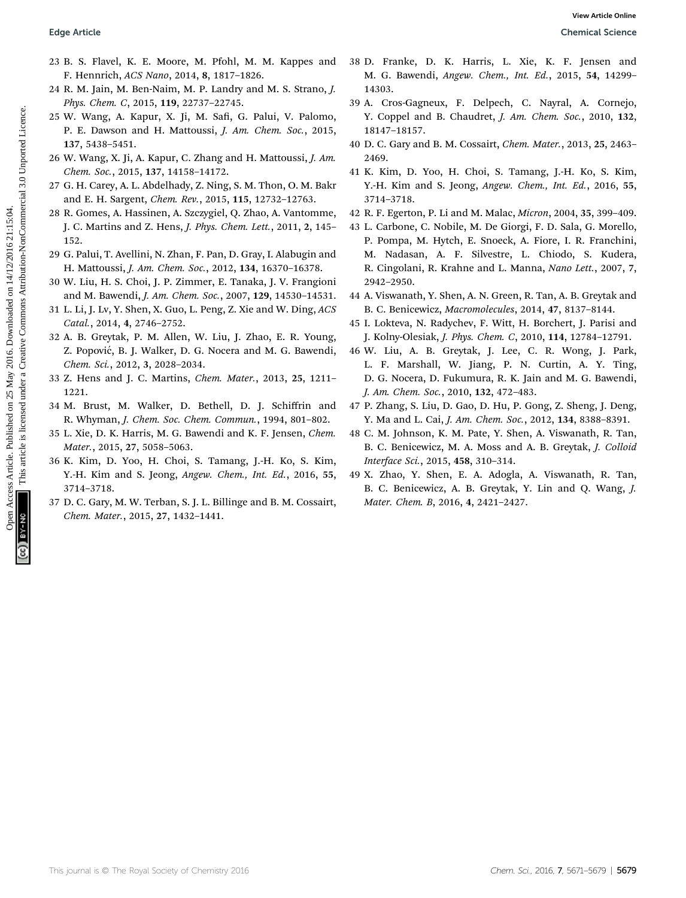23 B. S. Flavel, K. E. Moore, M. Pfohl, M. M. Kappes and F. Hennrich, *ACS Nano*, 2014, **8**, 1817–1826.

24 R. M. Jain, M. Ben-Naim, M. P. Landry and M. S. Strano, *J. Phys. Chem. C*, 2015, **119**, 22737–22745.

25 W. Wang, A. Kapur, X. Ji, M. Safi, G. Palui, V. Palomo, P. E. Dawson and H. Mattoussi, *J. Am. Chem. Soc.*, 2015, **137**, 5438–5451.

26 W. Wang, X. Ji, A. Kapur, C. Zhang and H. Mattoussi, *J. Am. Chem. Soc.*, 2015, **137**, 14158–14172.

27 G. H. Carey, A. L. Abdelhady, Z. Ning, S. M. Thon, O. M. Bakr and E. H. Sargent, *Chem. Rev.*, 2015, **115**, 12732–12763.

28 R. Gomes, A. Hassinen, A. Szczygiel, Q. Zhao, A. Vantomme, J. C. Martins and Z. Hens, *J. Phys. Chem. Lett.*, 2011, **2**, 145–152.

29 G. Palui, T. Avellini, N. Zhan, F. Pan, D. Gray, I. Alabugin and H. Mattoussi, *J. Am. Chem. Soc.*, 2012, **134**, 16370–16378.

30 W. Liu, H. S. Choi, J. P. Zimmer, E. Tanaka, J. V. Frangioni and M. Bawendi, *J. Am. Chem. Soc.*, 2007, **129**, 14530–14531.

31 L. Li, J. Lv, Y. Shen, X. Guo, L. Peng, Z. Xie and W. Ding, *ACS Catal.*, 2014, **4**, 2746–2752.

32 A. B. Greytak, P. M. Allen, W. Liu, J. Zhao, E. R. Young, Z. Popović, B. J. Walker, D. G. Nocera and M. G. Bawendi, *Chem. Sci.*, 2012, **3**, 2028–2034.

33 Z. Hens and J. C. Martins, *Chem. Mater.*, 2013, **25**, 1211–1221.

34 M. Brust, M. Walker, D. Bethell, D. J. Schiffrin and R. Whyman, *J. Chem. Soc. Chem. Commun.*, 1994, 801–802.

35 L. Xie, D. K. Harris, M. G. Bawendi and K. F. Jensen, *Chem. Mater.*, 2015, **27**, 5058–5063.

36 K. Kim, D. Yoo, H. Choi, S. Tamang, J.-H. Ko, S. Kim, Y.-H. Kim and S. Jeong, *Angew. Chem., Int. Ed.*, 2016, **55**, 3714–3718.

37 D. C. Gary, M. W. Terban, S. J. L. Billinge and B. M. Cossairt, *Chem. Mater.*, 2015, **27**, 1432–1441.

38 D. Franke, D. K. Harris, L. Xie, K. F. Jensen and M. G. Bawendi, *Angew. Chem., Int. Ed.*, 2015, **54**, 14299–14303.

39 A. Cros-Gagneux, F. Delpech, C. Nayral, A. Cornejo, Y. Coppel and B. Chaudret, *J. Am. Chem. Soc.*, 2010, **132**, 18147–18157.

40 D. C. Gary and B. M. Cossairt, *Chem. Mater.*, 2013, **25**, 2463–2469.

41 K. Kim, D. Yoo, H. Choi, S. Tamang, J.-H. Ko, S. Kim, Y.-H. Kim and S. Jeong, *Angew. Chem., Int. Ed.*, 2016, **55**, 3714–3718.

42 R. F. Egerton, P. Li and M. Malac, *Micron*, 2004, **35**, 399–409.

43 L. Carbone, C. Nobile, M. De Giorgi, F. D. Sala, G. Morello, P. Pompa, M. Hytch, E. Snoeck, A. Fiore, I. R. Franchini, M. Nadasan, A. F. Silvestre, L. Chiodo, S. Kudera, R. Cingolani, R. Krahne and L. Manna, *Nano Lett.*, 2007, **7**, 2942–2950.

44 A. Viswanath, Y. Shen, A. N. Green, R. Tan, A. B. Greytak and B. C. Benicewicz, *Macromolecules*, 2014, **47**, 8137–8144.

45 I. Lokteva, N. Radychev, F. Witt, H. Borchert, J. Parisi and J. Kolny-Olesiak, *J. Phys. Chem. C*, 2010, **114**, 12784–12791.

46 W. Liu, A. B. Greytak, J. Lee, C. R. Wong, J. Park, L. F. Marshall, W. Jiang, P. N. Curtin, A. Y. Ting, D. G. Nocera, D. Fukumura, R. K. Jain and M. G. Bawendi, *J. Am. Chem. Soc.*, 2010, **132**, 472–483.

47 P. Zhang, S. Liu, D. Gao, D. Hu, P. Gong, Z. Sheng, J. Deng, Y. Ma and L. Cai, *J. Am. Chem. Soc.*, 2012, **134**, 8388–8391.

48 C. M. Johnson, K. M. Pate, Y. Shen, A. Viswanath, R. Tan, B. C. Benicewicz, M. A. Moss and A. B. Greytak, *J. Colloid Interface Sci.*, 2015, **458**, 310–314.

49 X. Zhao, Y. Shen, E. A. Adogla, A. Viswanath, R. Tan, B. C. Benicewicz, A. B. Greytak, Y. Lin and Q. Wang, *J. Mater. Chem. B*, 2016, **4**, 2421–2427.